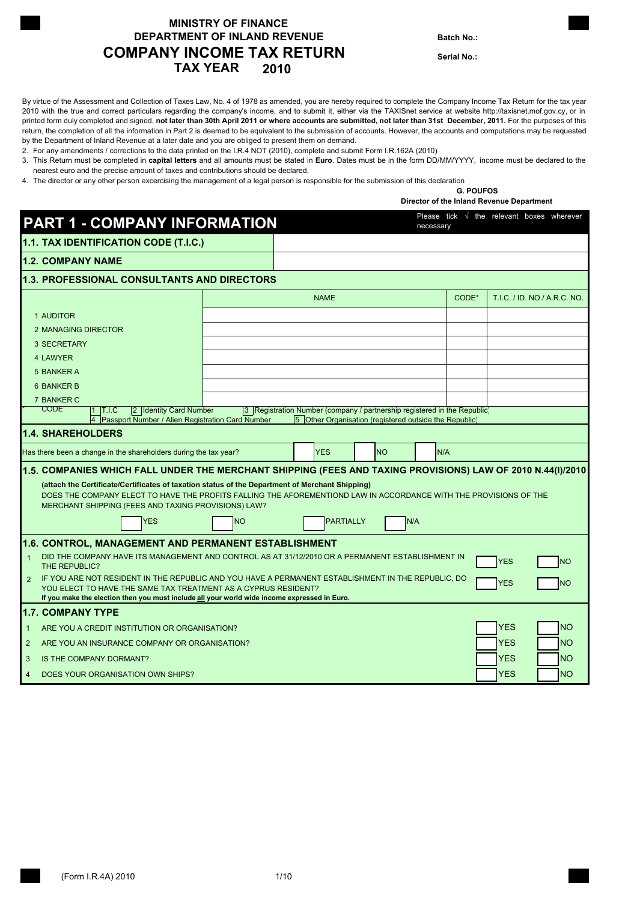**MINISTRY OF FINANCE**
**DEPARTMENT OF INLAND REVENUE**

# COMPANY INCOME TAX RETURN

## TAX YEAR 2010

**Batch No.:**

**Serial No.:**

By virtue of the Assessment and Collection of Taxes Law, No. 4 of 1978 as amended, you are hereby required to complete the Company Income Tax Return for the tax year 2010 with the true and correct particulars regarding the company's income, and to submit it, either via the TAXISnet service at website http://taxisnet.mof.gov.cy, or in printed form duly completed and signed, **not later than 30th April 2011 or where accounts are submitted, not later than 31st December, 2011.** For the purposes of this return, the completion of all the information in Part 2 is deemed to be equivalent to the submission of accounts. However, the accounts and computations may be requested by the Department of Inland Revenue at a later date and you are obliged to present them on demand.

2. For any amendments / corrections to the data printed on the I.R.4 NOT (2010), complete and submit Form I.R.162A (2010)
3. This Return must be completed in **capital letters** and all amounts must be stated in **Euro**. Dates must be in the form DD/MM/YYYY, income must be declared to the nearest euro and the precise amount of taxes and contributions should be declared.
4. The director or any other person excercising the management of a legal person is responsible for the submission of this declaration

**G. POUFOS**
**Director of the Inland Revenue Department**

## PART 1 - COMPANY INFORMATION

Please tick √ the relevant boxes wherever necessary

| **1.1. TAX IDENTIFICATION CODE (T.I.C.)** | |
|---|---|
| **1.2. COMPANY NAME** | |

### 1.3. PROFESSIONAL CONSULTANTS AND DIRECTORS

| | NAME | CODE* | T.I.C. / ID. NO./ A.R.C. NO. |
|---|---|---|---|
| 1 AUDITOR | | | |
| 2 MANAGING DIRECTOR | | | |
| 3 SECRETARY | | | |
| 4 LAWYER | | | |
| 5 BANKER A | | | |
| 6 BANKER B | | | |
| 7 BANKER C | | | |

\* CODE: 1 T.I.C 2 Identity Card Number 3 Registration Number (company / partnership registered in the Republic) 4 Passport Number / Alien Registration Card Number 5 Other Organisation (registered outside the Republic)

### 1.4. SHAREHOLDERS

Has there been a change in the shareholders during the tax year? ☐ YES ☐ NO ☐ N/A

### 1.5. COMPANIES WHICH FALL UNDER THE MERCHANT SHIPPING (FEES AND TAXING PROVISIONS) LAW OF 2010 N.44(I)/2010

**(attach the Certificate/Certificates of taxation status of the Department of Merchant Shipping)**

DOES THE COMPANY ELECT TO HAVE THE PROFITS FALLING THE AFOREMENTIOND LAW IN ACCORDANCE WITH THE PROVISIONS OF THE MERCHANT SHIPPING (FEES AND TAXING PROVISIONS) LAW?

☐ YES ☐ NO ☐ PARTIALLY ☐ N/A

### 1.6. CONTROL, MANAGEMENT AND PERMANENT ESTABLISHMENT

| | | | |
|---|---|---|---|
| 1 | DID THE COMPANY HAVE ITS MANAGEMENT AND CONTROL AS AT 31/12/2010 OR A PERMANENT ESTABLISHMENT IN THE REPUBLIC? | ☐ YES | ☐ NO |
| 2 | IF YOU ARE NOT RESIDENT IN THE REPUBLIC AND YOU HAVE A PERMANENT ESTABLISHMENT IN THE REPUBLIC, DO YOU ELECT TO HAVE THE SAME TAX TREATMENT AS A CYPRUS RESIDENT? **If you make the election then you must include all your world wide income expressed in Euro.** | ☐ YES | ☐ NO |

### 1.7. COMPANY TYPE

| | | | |
|---|---|---|---|
| 1 | ARE YOU A CREDIT INSTITUTION OR ORGANISATION? | ☐ YES | ☐ NO |
| 2 | ARE YOU AN INSURANCE COMPANY OR ORGANISATION? | ☐ YES | ☐ NO |
| 3 | IS THE COMPANY DORMANT? | ☐ YES | ☐ NO |
| 4 | DOES YOUR ORGANISATION OWN SHIPS? | ☐ YES | ☐ NO |

(Form I.R.4A) 2010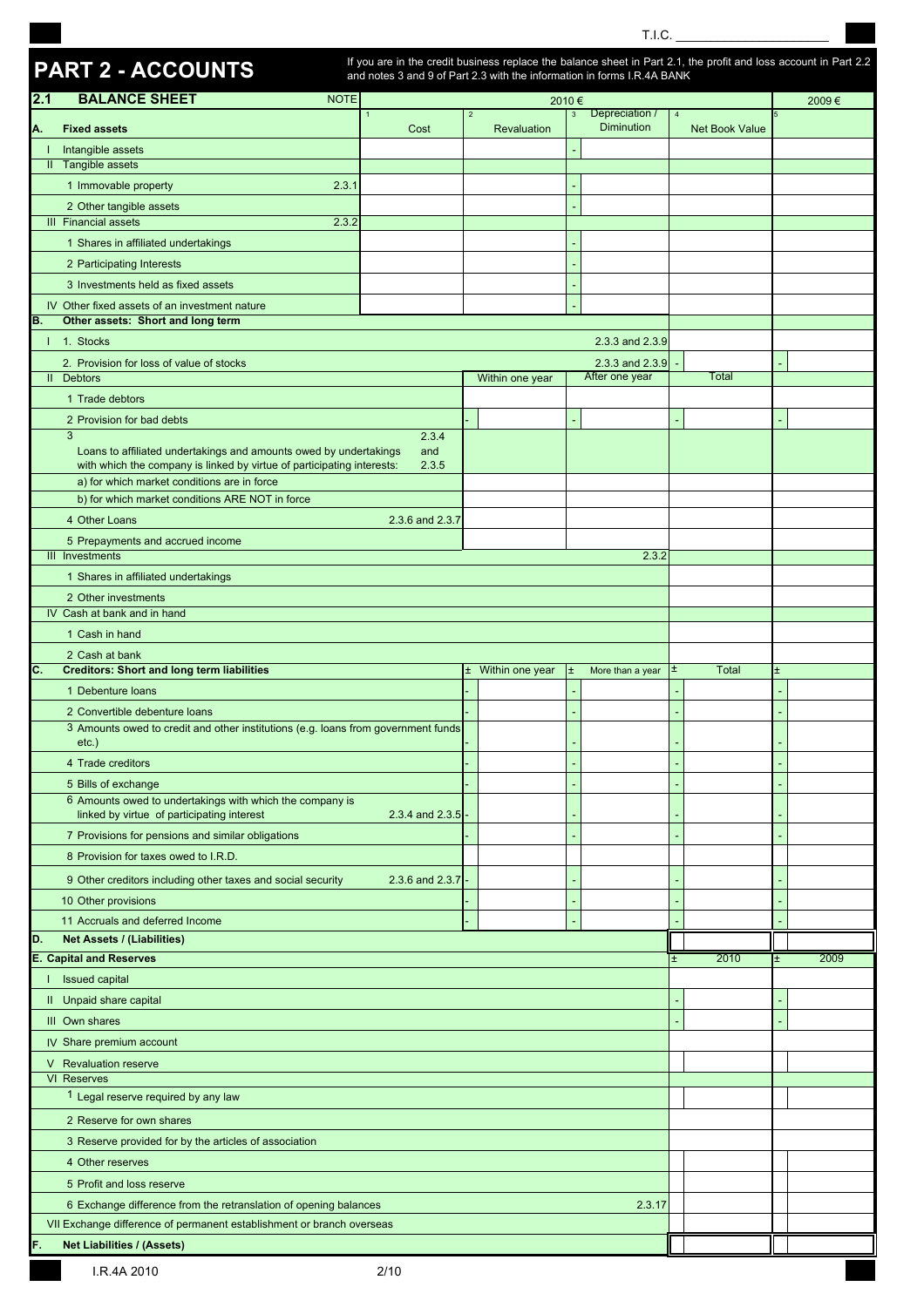T.I.C. ______________________

# PART 2 - ACCOUNTS

If you are in the credit business replace the balance sheet in Part 2.1, the profit and loss account in Part 2.2 and notes 3 and 9 of Part 2.3 with the information in forms I.R.4A BANK

## 2.1 BALANCE SHEET

| | NOTE | 2010 € 1 Cost | 2 Revaluation | 3 Depreciation / Diminution | 4 Net Book Value | 2009 € 5 |
|---|---|---|---|---|---|---|
| **A. Fixed assets** | | | | | | |
| I Intangible assets | | | | - | | |
| II Tangible assets | | | | | | |
| 1 Immovable property | 2.3.1 | | | - | | |
| 2 Other tangible assets | | | | - | | |
| III Financial assets | 2.3.2 | | | | | |
| 1 Shares in affiliated undertakings | | | | - | | |
| 2 Participating Interests | | | | - | | |
| 3 Investments held as fixed assets | | | | - | | |
| IV Other fixed assets of an investment nature | | | | - | | |
| **B. Other assets: Short and long term** | | | | | | |
| I 1. Stocks | | | | 2.3.3 and 2.3.9 | | |
| 2. Provision for loss of value of stocks | | | | 2.3.3 and 2.3.9 | - | - |
| II Debtors | | | Within one year | After one year | Total | |
| 1 Trade debtors | | | | | | |
| 2 Provision for bad debts | | | - | - | - | - |
| 3 Loans to affiliated undertakings and amounts owed by undertakings with which the company is linked by virtue of participating interests: | 2.3.4 and 2.3.5 | | | | | |
| a) for which market conditions are in force | | | | | | |
| b) for which market conditions ARE NOT in force | | | | | | |
| 4 Other Loans | 2.3.6 and 2.3.7 | | | | | |
| 5 Prepayments and accrued income | | | | | | |
| III Investments | | | | 2.3.2 | | |
| 1 Shares in affiliated undertakings | | | | | | |
| 2 Other investments | | | | | | |
| IV Cash at bank and in hand | | | | | | |
| 1 Cash in hand | | | | | | |
| 2 Cash at bank | | | | | | |
| **C. Creditors: Short and long term liabilities** | | | ± Within one year | ± More than a year | ± Total | ± |
| 1 Debenture loans | | | - | - | - | - |
| 2 Convertible debenture loans | | | - | - | - | - |
| 3 Amounts owed to credit and other institutions (e.g. loans from government funds etc.) | | | - | - | - | - |
| 4 Trade creditors | | | - | - | - | - |
| 5 Bills of exchange | | | - | - | - | - |
| 6 Amounts owed to undertakings with which the company is linked by virtue of participating interest | 2.3.4 and 2.3.5 | | - | - | - | - |
| 7 Provisions for pensions and similar obligations | | | - | - | - | - |
| 8 Provision for taxes owed to I.R.D. | | | | | | |
| 9 Other creditors including other taxes and social security | 2.3.6 and 2.3.7 | | - | - | - | - |
| 10 Other provisions | | | - | - | - | - |
| 11 Accruals and deferred Income | | | - | - | - | - |
| **D. Net Assets / (Liabilities)** | | | | | | |
| **E. Capital and Reserves** | | | | | ± 2010 | ± 2009 |
| I Issued capital | | | | | | |
| II Unpaid share capital | | | | | - | - |
| III Own shares | | | | | - | - |
| IV Share premium account | | | | | | |
| V Revaluation reserve | | | | | | |
| VI Reserves | | | | | | |
| 1 Legal reserve required by any law | | | | | | |
| 2 Reserve for own shares | | | | | | |
| 3 Reserve provided for by the articles of association | | | | | | |
| 4 Other reserves | | | | | | |
| 5 Profit and loss reserve | | | | | | |
| 6 Exchange difference from the retranslation of opening balances | | | | 2.3.17 | | |
| VII Exchange difference of permanent establishment or branch overseas | | | | | | |
| **F. Net Liabilities / (Assets)** | | | | | | |

I.R.4A 2010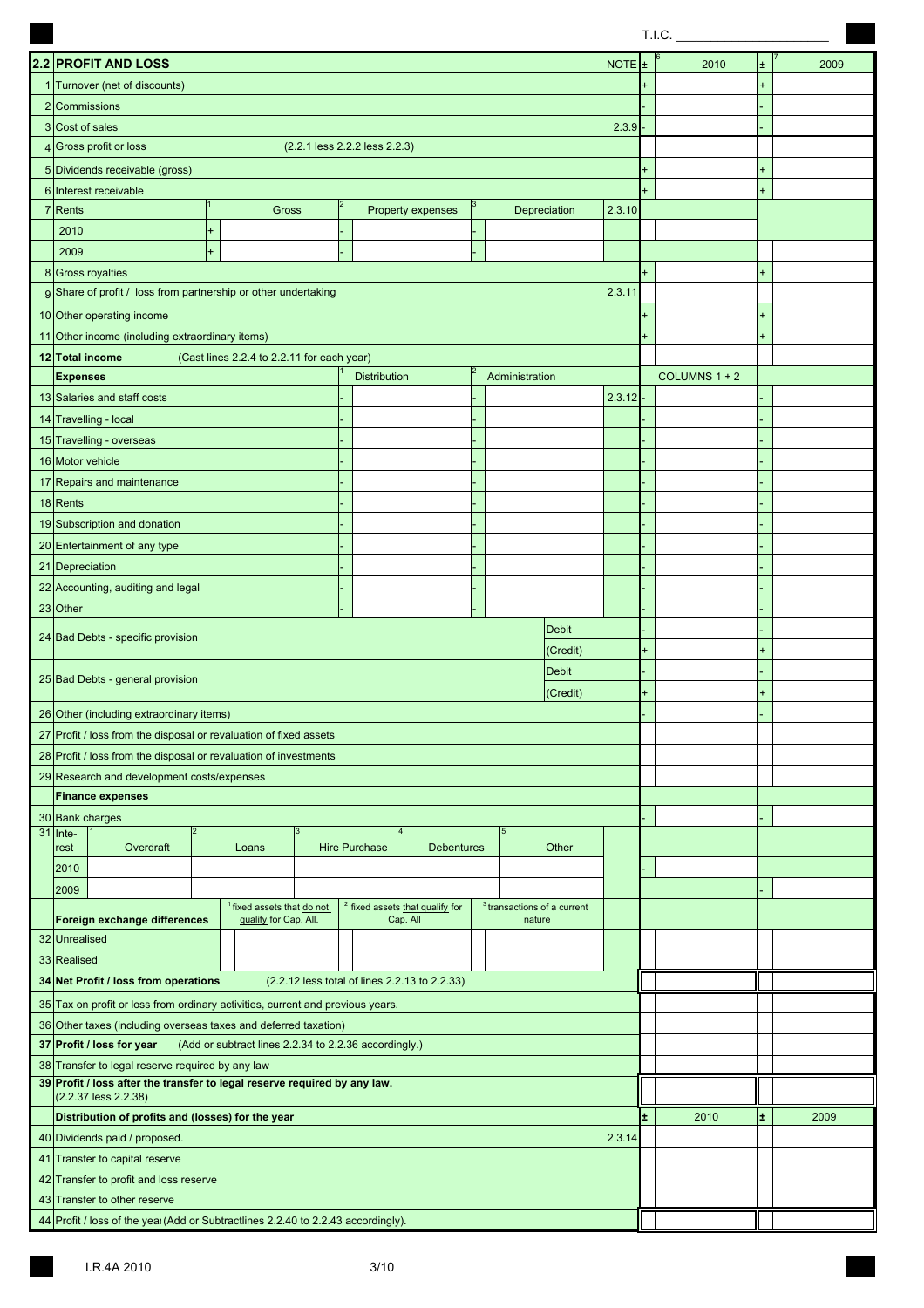T.I.C. ______________________

## 2.2 PROFIT AND LOSS

| | PROFIT AND LOSS | NOTE | ± | 2010 | ± | 2009 |
|---|---|---|---|---|---|---|
| 1 | Turnover (net of discounts) | | + | | + | |
| 2 | Commissions | | - | | - | |
| 3 | Cost of sales | 2.3.9 | - | | - | |
| 4 | Gross profit or loss (2.2.1 less 2.2.2 less 2.2.3) | | | | | |
| 5 | Dividends receivable (gross) | | + | | + | |
| 6 | Interest receivable | | + | | + | |

| 7 Rents | ± | Gross | ± | Property expenses | ± | Depreciation | 2.3.10 | | 2010 | | 2009 |
|---|---|---|---|---|---|---|---|---|---|---|---|
| 2010 | + | | - | | - | | | | | | |
| 2009 | + | | - | | - | | | | | | |

| | | NOTE | ± | 2010 | ± | 2009 |
|---|---|---|---|---|---|---|
| 8 | Gross royalties | | + | | + | |
| 9 | Share of profit / loss from partnership or other undertaking | 2.3.11 | | | | |
| 10 | Other operating income | | + | | + | |
| 11 | Other income (including extraordinary items) | | + | | + | |
| 12 | **Total income** (Cast lines 2.2.4 to 2.2.11 for each year) | | | | | |

| | **Expenses** | ± | Distribution | ± | Administration | NOTE | ± | COLUMNS 1 + 2 (2010) | ± | 2009 |
|---|---|---|---|---|---|---|---|---|---|---|
| 13 | Salaries and staff costs | - | | - | | 2.3.12 | - | | - | |
| 14 | Travelling - local | - | | - | | | - | | - | |
| 15 | Travelling - overseas | - | | - | | | - | | - | |
| 16 | Motor vehicle | - | | - | | | - | | - | |
| 17 | Repairs and maintenance | - | | - | | | - | | - | |
| 18 | Rents | - | | - | | | - | | - | |
| 19 | Subscription and donation | - | | - | | | - | | - | |
| 20 | Entertainment of any type | - | | - | | | - | | - | |
| 21 | Depreciation | - | | - | | | - | | - | |
| 22 | Accounting, auditing and legal | - | | - | | | - | | - | |
| 23 | Other | - | | - | | | - | | - | |

| | | | ± | 2010 | ± | 2009 |
|---|---|---|---|---|---|---|
| 24 | Bad Debts - specific provision | Debit | - | | - | |
| | | (Credit) | + | | + | |
| 25 | Bad Debts - general provision | Debit | - | | - | |
| | | (Credit) | + | | + | |
| 26 | Other (including extraordinary items) | | - | | - | |
| 27 | Profit / loss from the disposal or revaluation of fixed assets | | | | | |
| 28 | Profit / loss from the disposal or revaluation of investments | | | | | |
| 29 | Research and development costs/expenses | | | | | |
| | **Finance expenses** | | | | | |
| 30 | Bank charges | | - | | - | |

| 31 Interest | Overdraft | Loans | Hire Purchase | Debentures | Other | ± | 2010 | ± | 2009 |
|---|---|---|---|---|---|---|---|---|---|
| 2010 | | | | | | - | | | |
| 2009 | | | | | | | | - | |

| **Foreign exchange differences** | fixed assets that do not qualify for Cap. All. | fixed assets that qualify for Cap. All | transactions of a current nature | 2010 | 2009 |
|---|---|---|---|---|---|
| 32 Unrealised | | | | | |
| 33 Realised | | | | | |

| | | 2010 | 2009 |
|---|---|---|---|
| 34 | **Net Profit / loss from operations** (2.2.12 less total of lines 2.2.13 to 2.2.33) | | |
| 35 | Tax on profit or loss from ordinary activities, current and previous years. | | |
| 36 | Other taxes (including overseas taxes and deferred taxation) | | |
| 37 | **Profit / loss for year** (Add or subtract lines 2.2.34 to 2.2.36 accordingly.) | | |
| 38 | Transfer to legal reserve required by any law | | |
| 39 | **Profit / loss after the transfer to legal reserve required by any law.** (2.2.37 less 2.2.38) | | |

| | **Distribution of profits and (losses) for the year** | NOTE | ± | 2010 | ± | 2009 |
|---|---|---|---|---|---|---|
| 40 | Dividends paid / proposed. | 2.3.14 | | | | |
| 41 | Transfer to capital reserve | | | | | |
| 42 | Transfer to profit and loss reserve | | | | | |
| 43 | Transfer to other reserve | | | | | |
| 44 | Profit / loss of the year (Add or Subtract lines 2.2.40 to 2.2.43 accordingly). | | | | | |

I.R.4A 2010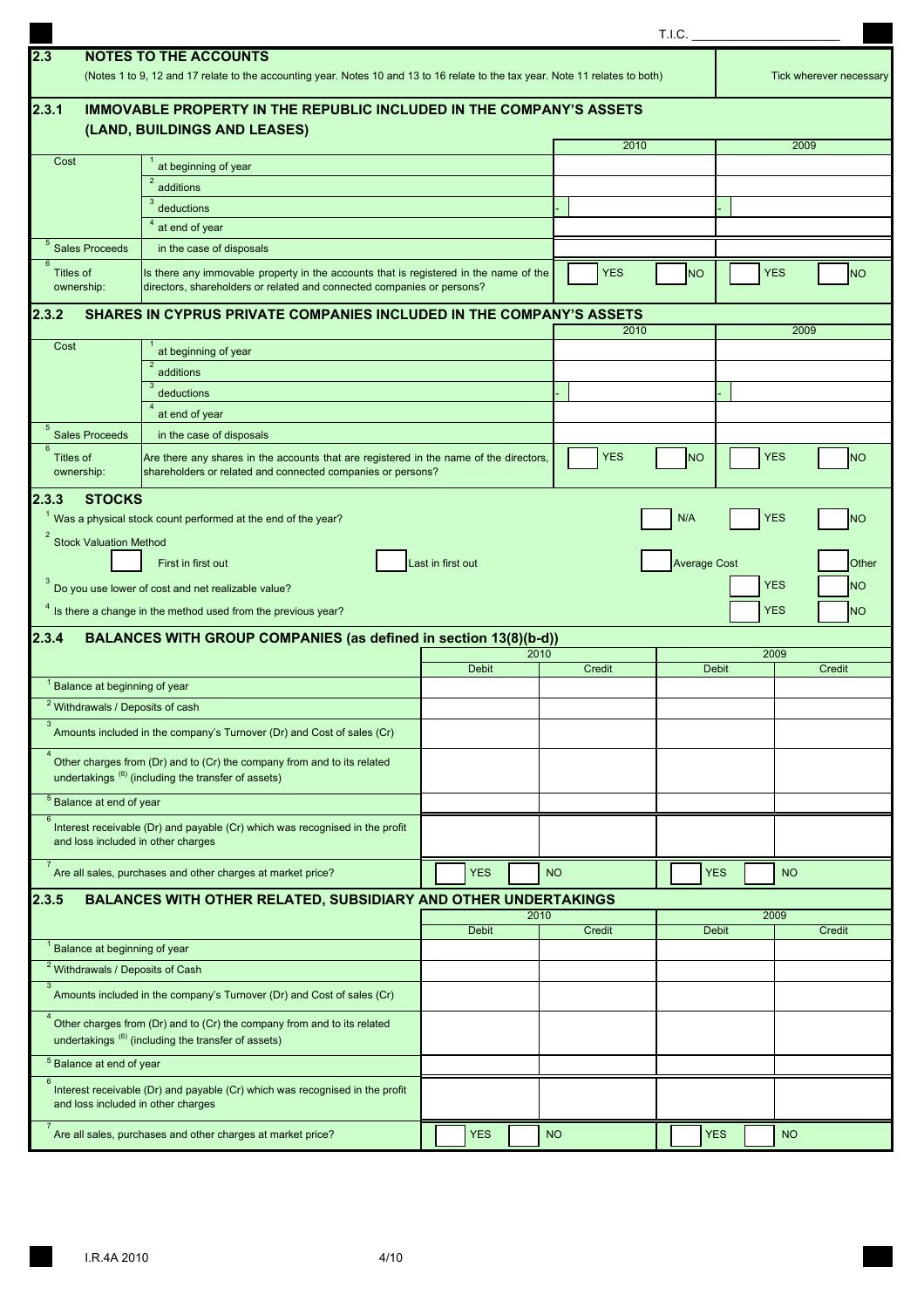T.I.C. _______________

## 2.3 NOTES TO THE ACCOUNTS

(Notes 1 to 9, 12 and 17 relate to the accounting year. Notes 10 and 13 to 16 relate to the tax year. Note 11 relates to both)

Tick wherever necessary

### 2.3.1 IMMOVABLE PROPERTY IN THE REPUBLIC INCLUDED IN THE COMPANY'S ASSETS (LAND, BUILDINGS AND LEASES)

| | | 2010 | | 2009 | |
|---|---|---|---|---|---|
| Cost | 1 at beginning of year | | | | |
| | 2 additions | | | | |
| | 3 deductions | - | | - | |
| | 4 at end of year | | | | |
| 5 Sales Proceeds | in the case of disposals | | | | |
| 6 Titles of ownership: | Is there any immovable property in the accounts that is registered in the name of the directors, shareholders or related and connected companies or persons? | YES | NO | YES | NO |

### 2.3.2 SHARES IN CYPRUS PRIVATE COMPANIES INCLUDED IN THE COMPANY'S ASSETS

| | | 2010 | | 2009 | |
|---|---|---|---|---|---|
| Cost | 1 at beginning of year | | | | |
| | 2 additions | | | | |
| | 3 deductions | - | | - | |
| | 4 at end of year | | | | |
| 5 Sales Proceeds | in the case of disposals | | | | |
| 6 Titles of ownership: | Are there any shares in the accounts that are registered in the name of the directors, shareholders or related and connected companies or persons? | YES | NO | YES | NO |

### 2.3.3 STOCKS

1 Was a physical stock count performed at the end of the year? ☐ N/A ☐ YES ☐ NO

2 Stock Valuation Method

☐ First in first out ☐ Last in first out ☐ Average Cost ☐ Other

3 Do you use lower of cost and net realizable value? ☐ YES ☐ NO

4 Is there a change in the method used from the previous year? ☐ YES ☐ NO

### 2.3.4 BALANCES WITH GROUP COMPANIES (as defined in section 13(8)(b-d))

| | 2010 | | 2009 | |
|---|---|---|---|---|
| | Debit | Credit | Debit | Credit |
| 1 Balance at beginning of year | | | | |
| 2 Withdrawals / Deposits of cash | | | | |
| 3 Amounts included in the company's Turnover (Dr) and Cost of sales (Cr) | | | | |
| 4 Other charges from (Dr) and to (Cr) the company from and to its related undertakings (6) (including the transfer of assets) | | | | |
| 5 Balance at end of year | | | | |
| 6 Interest receivable (Dr) and payable (Cr) which was recognised in the profit and loss included in other charges | | | | |
| 7 Are all sales, purchases and other charges at market price? | YES | NO | YES | NO |

### 2.3.5 BALANCES WITH OTHER RELATED, SUBSIDIARY AND OTHER UNDERTAKINGS

| | 2010 | | 2009 | |
|---|---|---|---|---|
| | Debit | Credit | Debit | Credit |
| 1 Balance at beginning of year | | | | |
| 2 Withdrawals / Deposits of Cash | | | | |
| 3 Amounts included in the company's Turnover (Dr) and Cost of sales (Cr) | | | | |
| 4 Other charges from (Dr) and to (Cr) the company from and to its related undertakings (6) (including the transfer of assets) | | | | |
| 5 Balance at end of year | | | | |
| 6 Interest receivable (Dr) and payable (Cr) which was recognised in the profit and loss included in other charges | | | | |
| 7 Are all sales, purchases and other charges at market price? | YES | NO | YES | NO |

I.R.4A 2010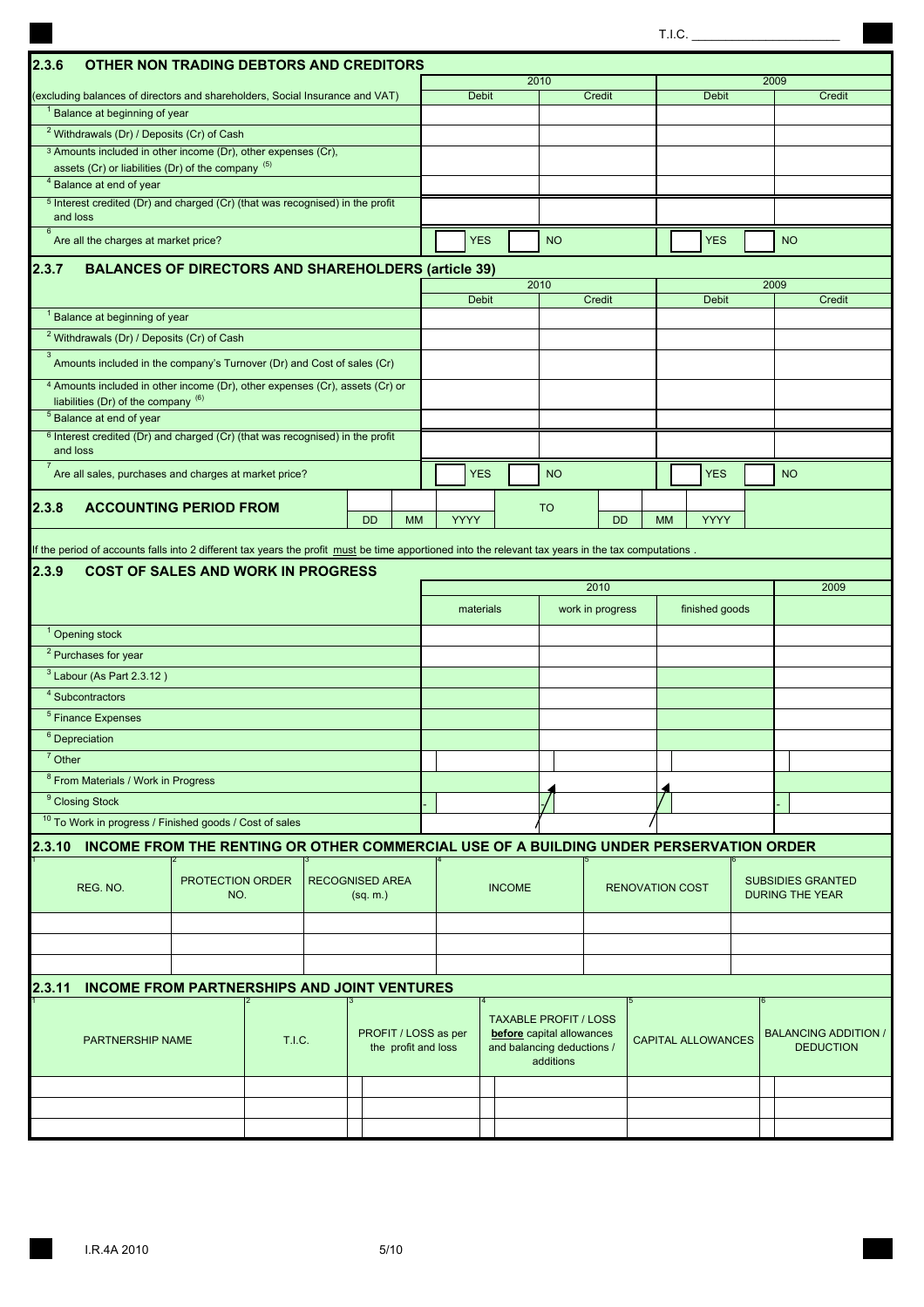T.I.C. ____________________

## 2.3.6 OTHER NON TRADING DEBTORS AND CREDITORS

| (excluding balances of directors and shareholders, Social Insurance and VAT) | 2010 Debit | 2010 Credit | 2009 Debit | 2009 Credit |
|---|---|---|---|---|
| 1 Balance at beginning of year | | | | |
| 2 Withdrawals (Dr) / Deposits (Cr) of Cash | | | | |
| 3 Amounts included in other income (Dr), other expenses (Cr), assets (Cr) or liabilities (Dr) of the company (5) | | | | |
| 4 Balance at end of year | | | | |
| 5 Interest credited (Dr) and charged (Cr) (that was recognised) in the profit and loss | | | | |
| 6 Are all the charges at market price? | YES | NO | YES | NO |

## 2.3.7 BALANCES OF DIRECTORS AND SHAREHOLDERS (article 39)

| | 2010 Debit | 2010 Credit | 2009 Debit | 2009 Credit |
|---|---|---|---|---|
| 1 Balance at beginning of year | | | | |
| 2 Withdrawals (Dr) / Deposits (Cr) of Cash | | | | |
| 3 Amounts included in the company's Turnover (Dr) and Cost of sales (Cr) | | | | |
| 4 Amounts included in other income (Dr), other expenses (Cr), assets (Cr) or liabilities (Dr) of the company (6) | | | | |
| 5 Balance at end of year | | | | |
| 6 Interest credited (Dr) and charged (Cr) (that was recognised) in the profit and loss | | | | |
| 7 Are all sales, purchases and charges at market price? | YES | NO | YES | NO |

## 2.3.8 ACCOUNTING PERIOD FROM

| DD | MM | YYYY | TO | DD | MM | YYYY |
|---|---|---|---|---|---|---|
| | | | | | | |

If the period of accounts falls into 2 different tax years the profit must be time apportioned into the relevant tax years in the tax computations .

## 2.3.9 COST OF SALES AND WORK IN PROGRESS

| | 2010 materials | 2010 work in progress | 2010 finished goods | 2009 |
|---|---|---|---|---|
| 1 Opening stock | | | | |
| 2 Purchases for year | | | | |
| 3 Labour (As Part 2.3.12 ) | | | | |
| 4 Subcontractors | | | | |
| 5 Finance Expenses | | | | |
| 6 Depreciation | | | | |
| 7 Other | | | | |
| 8 From Materials / Work in Progress | | | | |
| 9 Closing Stock | - | - | - | - |
| 10 To Work in progress / Finished goods / Cost of sales | | | | |

## 2.3.10 INCOME FROM THE RENTING OR OTHER COMMERCIAL USE OF A BUILDING UNDER PERSERVATION ORDER

| 1 REG. NO. | 2 PROTECTION ORDER NO. | 3 RECOGNISED AREA (sq. m.) | 4 INCOME | 5 RENOVATION COST | 6 SUBSIDIES GRANTED DURING THE YEAR |
|---|---|---|---|---|---|
| | | | | | |
| | | | | | |
| | | | | | |

## 2.3.11 INCOME FROM PARTNERSHIPS AND JOINT VENTURES

| 1 PARTNERSHIP NAME | 2 T.I.C. | 3 PROFIT / LOSS as per the profit and loss | 4 TAXABLE PROFIT / LOSS **before** capital allowances and balancing deductions / additions | 5 CAPITAL ALLOWANCES | 6 BALANCING ADDITION / DEDUCTION |
|---|---|---|---|---|---|
| | | | | | |
| | | | | | |
| | | | | | |

I.R.4A 2010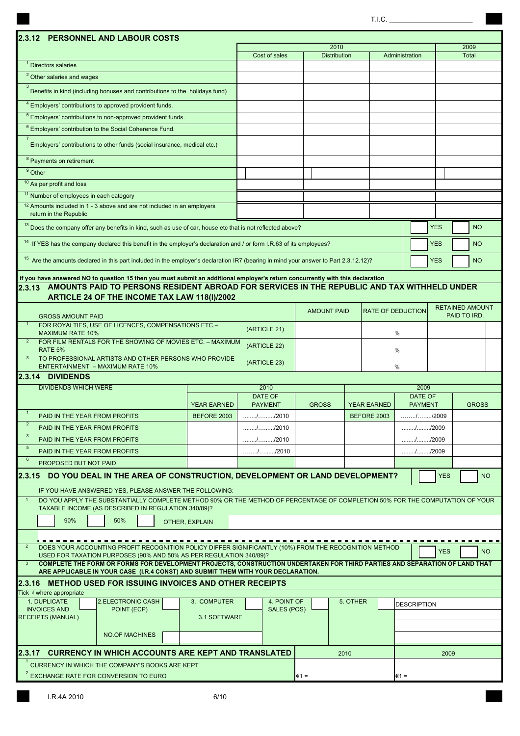T.I.C. _____________________

## 2.3.12 PERSONNEL AND LABOUR COSTS

| | 2010 | | | 2009 |
|---|---|---|---|---|
| | Cost of sales | Distribution | Administration | Total |
| 1 Directors salaries | | | | |
| 2 Other salaries and wages | | | | |
| 3 Benefits in kind (including bonuses and contributions to the holidays fund) | | | | |
| 4 Employers' contributions to approved provident funds. | | | | |
| 5 Employers' contributions to non-approved provident funds. | | | | |
| 6 Employers' contribution to the Social Coherence Fund. | | | | |
| 7 Employers' contributions to other funds (social insurance, medical etc.) | | | | |
| 8 Payments on retirement | | | | |
| 9 Other | | | | |
| 10 As per profit and loss | | | | |
| 11 Number of employees in each category | | | | |
| 12 Amounts included in 1 - 3 above and are not included in an employers return in the Republic | | | | |

13 Does the company offer any benefits in kind, such as use of car, house etc that is not reflected above? ☐ YES ☐ NO

14 If YES has the company declared this benefit in the employer's declaration and / or form I.R.63 of its employees? ☐ YES ☐ NO

15 Are the amounts declared in this part included in the employer's declaration IR7 (bearing in mind your answer to Part 2.3.12.12)? ☐ YES ☐ NO

**if you have answered NO to question 15 then you must submit an additional employer's return concurrently with this declaration**

## 2.3.13 AMOUNTS PAID TO PERSONS RESIDENT ABROAD FOR SERVICES IN THE REPUBLIC AND TAX WITHHELD UNDER ARTICLE 24 OF THE INCOME TAX LAW 118(I)/2002

| GROSS AMOUNT PAID | | AMOUNT PAID | RATE OF DEDUCTION | RETAINED AMOUNT PAID TO IRD. |
|---|---|---|---|---|
| 1 FOR ROYALTIES, USE OF LICENCES, COMPENSATIONS ETC.– MAXIMUM RATE 10% | (ARTICLE 21) | | % | |
| 2 FOR FILM RENTALS FOR THE SHOWING OF MOVIES ETC. – MAXIMUM RATE 5% | (ARTICLE 22) | | % | |
| 3 TO PROFESSIONAL ARTISTS AND OTHER PERSONS WHO PROVIDE ENTERTAINMENT – MAXIMUM RATE 10% | (ARTICLE 23) | | % | |

## 2.3.14 DIVIDENDS

| DIVIDENDS WHICH WERE | 2010 | | | 2009 | | |
|---|---|---|---|---|---|---|
| | YEAR EARNED | DATE OF PAYMENT | GROSS | YEAR EARNED | DATE OF PAYMENT | GROSS |
| 1 PAID IN THE YEAR FROM PROFITS | BEFORE 2003 | ......../......../2010 | | BEFORE 2003 | ......../......../2009 | |
| 2 PAID IN THE YEAR FROM PROFITS | | ......../......../2010 | | | ......../......../2009 | |
| 3 PAID IN THE YEAR FROM PROFITS | | ......../......../2010 | | | ......../......../2009 | |
| 5 PAID IN THE YEAR FROM PROFITS | | ......../......../2010 | | | ......../......../2009 | |
| 6 PROPOSED BUT NOT PAID | | | | | | |

## 2.3.15 DO YOU DEAL IN THE AREA OF CONSTRUCTION, DEVELOPMENT OR LAND DEVELOPMENT? ☐ YES ☐ NO

IF YOU HAVE ANSWERED YES, PLEASE ANSWER THE FOLLOWING:

1 DO YOU APPLY THE SUBSTANTIALLY COMPLETE METHOD 90% OR THE METHOD OF PERCENTAGE OF COMPLETION 50% FOR THE COMPUTATION OF YOUR TAXABLE INCOME (AS DESCRIBED IN REGULATION 340/89)?

☐ 90% ☐ 50% ☐ OTHER, EXPLAIN

2 DOES YOUR ACCOUNTING PROFIT RECOGNITION POLICY DIFFER SIGNIFICANTLY (10%) FROM THE RECOGNITION METHOD USED FOR TAXATION PURPOSES (90% AND 50% AS PER REGULATION 340/89)? ☐ YES ☐ NO

3 **COMPLETE THE FORM OR FORMS FOR DEVELOPMENT PROJECTS, CONSTRUCTION UNDERTAKEN FOR THIRD PARTIES AND SEPARATION OF LAND THAT ARE APPLICABLE IN YOUR CASE (I.R.4 CONST) AND SUBMIT THEM WITH YOUR DECLARATION.**

## 2.3.16 METHOD USED FOR ISSUING INVOICES AND OTHER RECEIPTS

Tick √ where appropriate

| 1. DUPLICATE INVOICES AND RECEIPTS (MANUAL) | ☐ | 2. ELECTRONIC CASH POINT (ECP) | ☐ | 3. COMPUTER | ☐ | 4. POINT OF SALES (POS) | ☐ | 5. OTHER | ☐ | DESCRIPTION |
|---|---|---|---|---|---|---|---|---|---|---|
| | | NO.OF MACHINES | ☐ | 3.1 SOFTWARE | | | | | | |

## 2.3.17 CURRENCY IN WHICH ACCOUNTS ARE KEPT AND TRANSLATED

| | 2010 | 2009 |
|---|---|---|
| 1 CURRENCY IN WHICH THE COMPANY'S BOOKS ARE KEPT | | |
| 2 EXCHANGE RATE FOR CONVERSION TO EURO | €1 = | €1 = |

I.R.4A 2010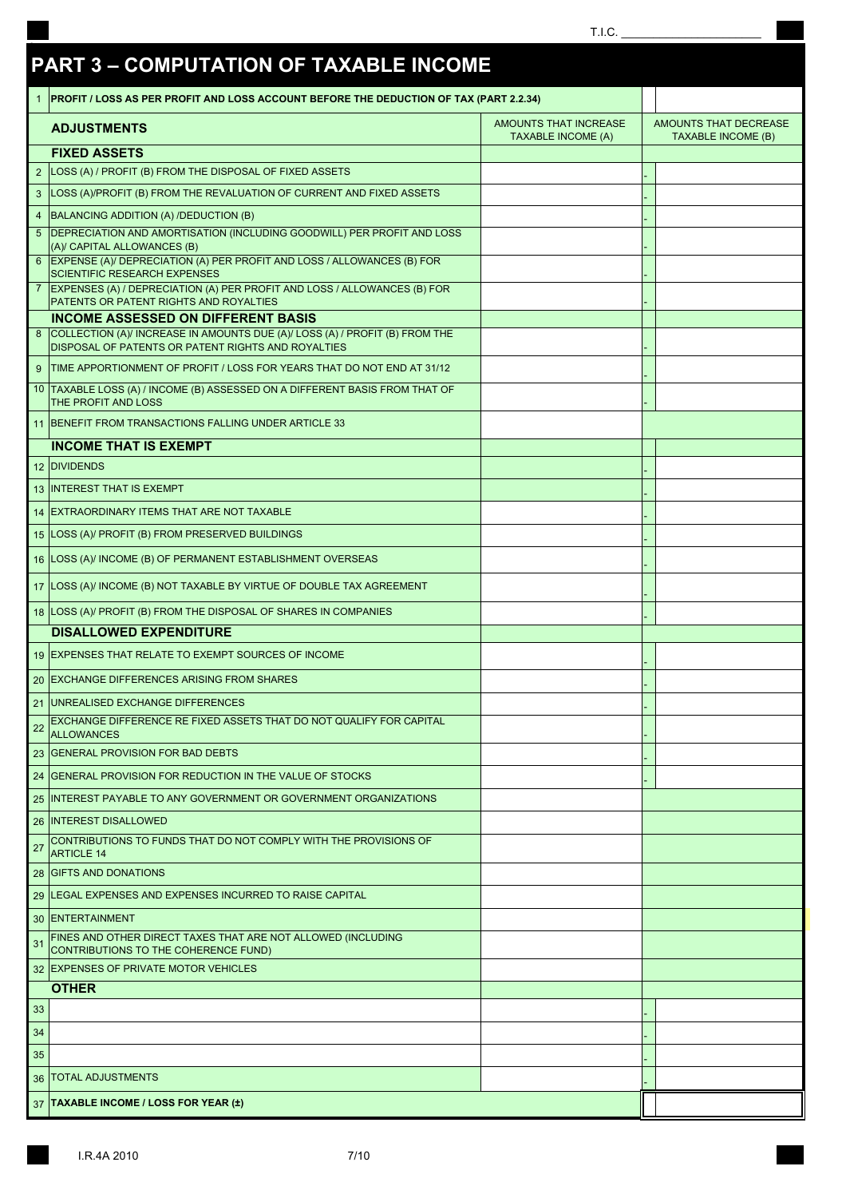T.I.C. ____________________

# PART 3 – COMPUTATION OF TAXABLE INCOME

| | | | |
|---|---|---|---|
| 1 | **PROFIT / LOSS AS PER PROFIT AND LOSS ACCOUNT BEFORE THE DEDUCTION OF TAX (PART 2.2.34)** | | |
| | **ADJUSTMENTS** | AMOUNTS THAT INCREASE TAXABLE INCOME (A) | AMOUNTS THAT DECREASE TAXABLE INCOME (B) |
| | **FIXED ASSETS** | | |
| 2 | LOSS (A) / PROFIT (B) FROM THE DISPOSAL OF FIXED ASSETS | | - |
| 3 | LOSS (A)/PROFIT (B) FROM THE REVALUATION OF CURRENT AND FIXED ASSETS | | - |
| 4 | BALANCING ADDITION (A) /DEDUCTION (B) | | - |
| 5 | DEPRECIATION AND AMORTISATION (INCLUDING GOODWILL) PER PROFIT AND LOSS (A)/ CAPITAL ALLOWANCES (B) | | - |
| 6 | EXPENSE (A)/ DEPRECIATION (A) PER PROFIT AND LOSS / ALLOWANCES (B) FOR SCIENTIFIC RESEARCH EXPENSES | | - |
| 7 | EXPENSES (A) / DEPRECIATION (A) PER PROFIT AND LOSS / ALLOWANCES (B) FOR PATENTS OR PATENT RIGHTS AND ROYALTIES | | - |
| | **INCOME ASSESSED ON DIFFERENT BASIS** | | |
| 8 | COLLECTION (A)/ INCREASE IN AMOUNTS DUE (A)/ LOSS (A) / PROFIT (B) FROM THE DISPOSAL OF PATENTS OR PATENT RIGHTS AND ROYALTIES | | - |
| 9 | TIME APPORTIONMENT OF PROFIT / LOSS FOR YEARS THAT DO NOT END AT 31/12 | | - |
| 10 | TAXABLE LOSS (A) / INCOME (B) ASSESSED ON A DIFFERENT BASIS FROM THAT OF THE PROFIT AND LOSS | | - |
| 11 | BENEFIT FROM TRANSACTIONS FALLING UNDER ARTICLE 33 | | |
| | **INCOME THAT IS EXEMPT** | | |
| 12 | DIVIDENDS | | - |
| 13 | INTEREST THAT IS EXEMPT | | - |
| 14 | EXTRAORDINARY ITEMS THAT ARE NOT TAXABLE | | - |
| 15 | LOSS (A)/ PROFIT (B) FROM PRESERVED BUILDINGS | | - |
| 16 | LOSS (A)/ INCOME (B) OF PERMANENT ESTABLISHMENT OVERSEAS | | - |
| 17 | LOSS (A)/ INCOME (B) NOT TAXABLE BY VIRTUE OF DOUBLE TAX AGREEMENT | | - |
| 18 | LOSS (A)/ PROFIT (B) FROM THE DISPOSAL OF SHARES IN COMPANIES | | - |
| | **DISALLOWED EXPENDITURE** | | |
| 19 | EXPENSES THAT RELATE TO EXEMPT SOURCES OF INCOME | | - |
| 20 | EXCHANGE DIFFERENCES ARISING FROM SHARES | | - |
| 21 | UNREALISED EXCHANGE DIFFERENCES | | - |
| 22 | EXCHANGE DIFFERENCE RE FIXED ASSETS THAT DO NOT QUALIFY FOR CAPITAL ALLOWANCES | | - |
| 23 | GENERAL PROVISION FOR BAD DEBTS | | - |
| 24 | GENERAL PROVISION FOR REDUCTION IN THE VALUE OF STOCKS | | - |
| 25 | INTEREST PAYABLE TO ANY GOVERNMENT OR GOVERNMENT ORGANIZATIONS | | |
| 26 | INTEREST DISALLOWED | | |
| 27 | CONTRIBUTIONS TO FUNDS THAT DO NOT COMPLY WITH THE PROVISIONS OF ARTICLE 14 | | |
| 28 | GIFTS AND DONATIONS | | |
| 29 | LEGAL EXPENSES AND EXPENSES INCURRED TO RAISE CAPITAL | | |
| 30 | ENTERTAINMENT | | |
| 31 | FINES AND OTHER DIRECT TAXES THAT ARE NOT ALLOWED (INCLUDING CONTRIBUTIONS TO THE COHERENCE FUND) | | |
| 32 | EXPENSES OF PRIVATE MOTOR VEHICLES | | |
| | **OTHER** | | |
| 33 | | | - |
| 34 | | | - |
| 35 | | | - |
| 36 | TOTAL ADJUSTMENTS | | - |
| 37 | **TAXABLE INCOME / LOSS FOR YEAR (±)** | | |

I.R.4A 2010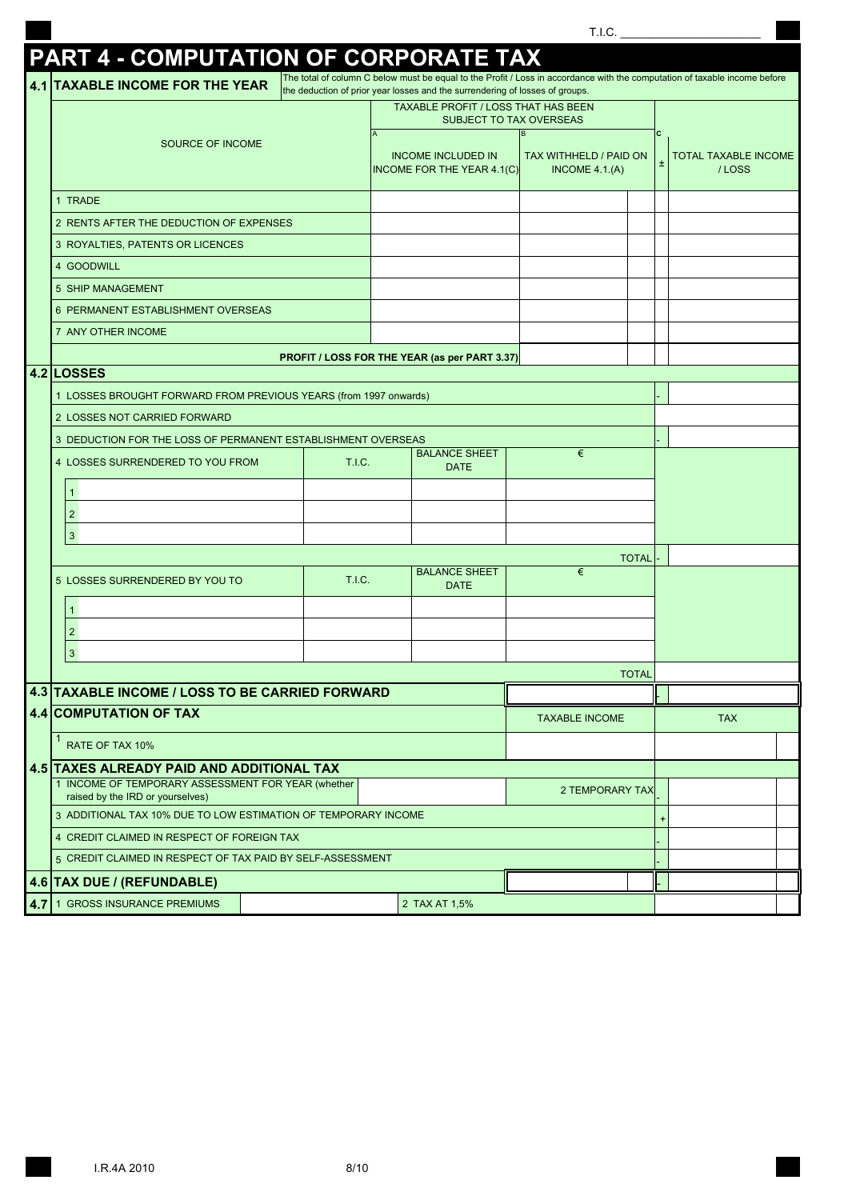T.I.C. ____________________

# PART 4 - COMPUTATION OF CORPORATE TAX

## 4.1 TAXABLE INCOME FOR THE YEAR

The total of column C below must be equal to the Profit / Loss in accordance with the computation of taxable income before the deduction of prior year losses and the surrendering of losses of groups.

| SOURCE OF INCOME | TAXABLE PROFIT / LOSS THAT HAS BEEN SUBJECT TO TAX OVERSEAS | | C | |
|---|---|---|---|---|
| | A<br>INCOME INCLUDED IN INCOME FOR THE YEAR 4.1(C) | B<br>TAX WITHHELD / PAID ON INCOME 4.1.(A) | ± | TOTAL TAXABLE INCOME / LOSS |
| 1 TRADE | | | | |
| 2 RENTS AFTER THE DEDUCTION OF EXPENSES | | | | |
| 3 ROYALTIES, PATENTS OR LICENCES | | | | |
| 4 GOODWILL | | | | |
| 5 SHIP MANAGEMENT | | | | |
| 6 PERMANENT ESTABLISHMENT OVERSEAS | | | | |
| 7 ANY OTHER INCOME | | | | |
| PROFIT / LOSS FOR THE YEAR (as per PART 3.37) | | | | |

## 4.2 LOSSES

| | | | | | |
|---|---|---|---|---|---|
| 1 LOSSES BROUGHT FORWARD FROM PREVIOUS YEARS (from 1997 onwards) | | | | - | |
| 2 LOSSES NOT CARRIED FORWARD | | | | | |
| 3 DEDUCTION FOR THE LOSS OF PERMANENT ESTABLISHMENT OVERSEAS | | | | - | |
| 4 LOSSES SURRENDERED TO YOU FROM | T.I.C. | BALANCE SHEET DATE | € | | |
| 1 | | | | | |
| 2 | | | | | |
| 3 | | | | | |
| | | | TOTAL | - | |
| 5 LOSSES SURRENDERED BY YOU TO | T.I.C. | BALANCE SHEET DATE | € | | |
| 1 | | | | | |
| 2 | | | | | |
| 3 | | | | | |
| | | | TOTAL | | |

## 4.3 TAXABLE INCOME / LOSS TO BE CARRIED FORWARD

| | | |
|---|---|---|
| | - | |

## 4.4 COMPUTATION OF TAX

| | TAXABLE INCOME | TAX |
|---|---|---|
| 1 RATE OF TAX 10% | | |

## 4.5 TAXES ALREADY PAID AND ADDITIONAL TAX

| | | | | |
|---|---|---|---|---|
| 1 INCOME OF TEMPORARY ASSESSMENT FOR YEAR (whether raised by the IRD or yourselves) | | 2 TEMPORARY TAX | - | |
| 3 ADDITIONAL TAX 10% DUE TO LOW ESTIMATION OF TEMPORARY INCOME | | | + | |
| 4 CREDIT CLAIMED IN RESPECT OF FOREIGN TAX | | | - | |
| 5 CREDIT CLAIMED IN RESPECT OF TAX PAID BY SELF-ASSESSMENT | | | - | |

## 4.6 TAX DUE / (REFUNDABLE)

| | | |
|---|---|---|
| | - | |

## 4.7

| | | | |
|---|---|---|---|
| 1 GROSS INSURANCE PREMIUMS | | 2 TAX AT 1,5% | |

I.R.4A 2010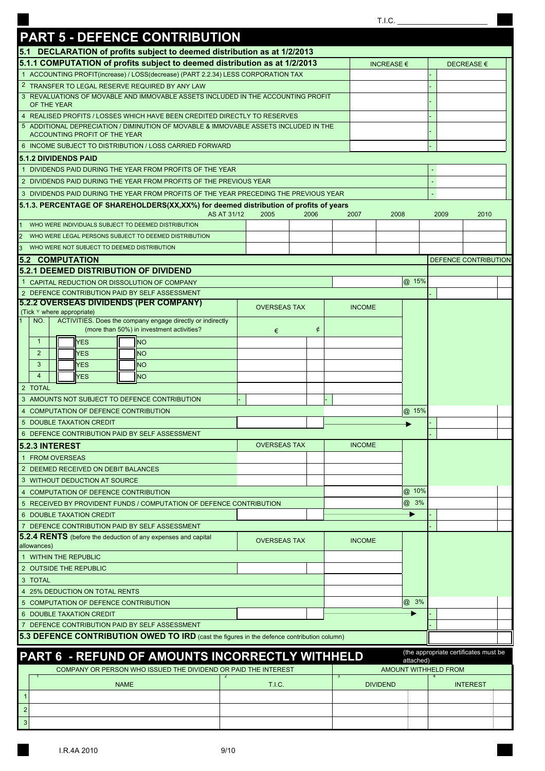T.I.C. ____________________

# PART 5 - DEFENCE CONTRIBUTION

## 5.1 DECLARATION of profits subject to deemed distribution as at 1/2/2013

### 5.1.1 COMPUTATION of profits subject to deemed distribution as at 1/2/2013

| | | INCREASE € | DECREASE € |
|---|---|---|---|
| 1 | ACCOUNTING PROFIT(increase) / LOSS(decrease) (PART 2.2.34) LESS CORPORATION TAX | | - |
| 2 | TRANSFER TO LEGAL RESERVE REQUIRED BY ANY LAW | | - |
| 3 | REVALUATIONS OF MOVABLE AND IMMOVABLE ASSETS INCLUDED IN THE ACCOUNTING PROFIT OF THE YEAR | | - |
| 4 | REALISED PROFITS / LOSSES WHICH HAVE BEEN CREDITED DIRECTLY TO RESERVES | | - |
| 5 | ADDITIONAL DEPRECIATION / DIMINUTION OF MOVABLE & IMMOVABLE ASSETS INCLUDED IN THE ACCOUNTING PROFIT OF THE YEAR | | - |
| 6 | INCOME SUBJECT TO DISTRIBUTION / LOSS CARRIED FORWARD | | - |

### 5.1.2 DIVIDENDS PAID

| | | |
|---|---|---|
| 1 | DIVIDENDS PAID DURING THE YEAR FROM PROFITS OF THE YEAR | - |
| 2 | DIVIDENDS PAID DURING THE YEAR FROM PROFITS OF THE PREVIOUS YEAR | - |
| 3 | DIVIDENDS PAID DURING THE YEAR FROM PROFITS OF THE YEAR PRECEDING THE PREVIOUS YEAR | - |

### 5.1.3. PERCENTAGE OF SHAREHOLDERS(XX,XX%) for deemed distribution of profits of years

| | AS AT 31/12 | 2005 | 2006 | 2007 | 2008 | 2009 | 2010 |
|---|---|---|---|---|---|---|---|
| 1 | WHO WERE INDIVIDUALS SUBJECT TO DEEMED DISTRIBUTION | | | | | | |
| 2 | WHO WERE LEGAL PERSONS SUBJECT TO DEEMED DISTRIBUTION | | | | | | |
| 3 | WHO WERE NOT SUBJECT TO DEEMED DISTRIBUTION | | | | | | |

## 5.2 COMPUTATION

### 5.2.1 DEEMED DISTRIBUTION OF DIVIDEND

| | | | | DEFENCE CONTRIBUTION |
|---|---|---|---|---|
| 1 | CAPITAL REDUCTION OR DISSOLUTION OF COMPANY | | @ 15% | |
| 2 | DEFENCE CONTRIBUTION PAID BY SELF ASSESSMENT | | | - |

### 5.2.2 OVERSEAS DIVIDENDS (PER COMPANY)

(Tick ✓ where appropriate)

| NO. | ACTIVITIES. Does the company engage directly or indirectly (more than 50%) in investment activities? | OVERSEAS TAX € | ¢ | INCOME | | DEFENCE CONTRIBUTION |
|---|---|---|---|---|---|---|
| 1 | ☐ YES ☐ NO | | | | | |
| 2 | ☐ YES ☐ NO | | | | | |
| 3 | ☐ YES ☐ NO | | | | | |
| 4 | ☐ YES ☐ NO | | | | | |
| 2 | TOTAL | | | | | |
| 3 | AMOUNTS NOT SUBJECT TO DEFENCE CONTRIBUTION | - | | - | | |
| 4 | COMPUTATION OF DEFENCE CONTRIBUTION | | | | @ 15% | |
| 5 | DOUBLE TAXATION CREDIT | | | ▶ | | - |
| 6 | DEFENCE CONTRIBUTION PAID BY SELF ASSESSMENT | | | | | - |

### 5.2.3 INTEREST

| | | OVERSEAS TAX | | INCOME | | DEFENCE CONTRIBUTION |
|---|---|---|---|---|---|---|
| 1 | FROM OVERSEAS | | | | | |
| 2 | DEEMED RECEIVED ON DEBIT BALANCES | | | | | |
| 3 | WITHOUT DEDUCTION AT SOURCE | | | | | |
| 4 | COMPUTATION OF DEFENCE CONTRIBUTION | | | | @ 10% | |
| 5 | RECEIVED BY PROVIDENT FUNDS / COMPUTATION OF DEFENCE CONTRIBUTION | | | | @ 3% | |
| 6 | DOUBLE TAXATION CREDIT | | | ▶ | | - |
| 7 | DEFENCE CONTRIBUTION PAID BY SELF ASSESSMENT | | | | | - |

### 5.2.4 RENTS (before the deduction of any expenses and capital allowances)

| | | OVERSEAS TAX | | INCOME | | DEFENCE CONTRIBUTION |
|---|---|---|---|---|---|---|
| 1 | WITHIN THE REPUBLIC | | | | | |
| 2 | OUTSIDE THE REPUBLIC | | | | | |
| 3 | TOTAL | | | | | |
| 4 | 25% DEDUCTION ON TOTAL RENTS | | | | | |
| 5 | COMPUTATION OF DEFENCE CONTRIBUTION | | | | @ 3% | |
| 6 | DOUBLE TAXATION CREDIT | | | ▶ | | - |
| 7 | DEFENCE CONTRIBUTION PAID BY SELF ASSESSMENT | | | | | - |

## 5.3 DEFENCE CONTRIBUTION OWED TO IRD (cast the figures in the defence contribution column)

# PART 6 - REFUND OF AMOUNTS INCORRECTLY WITHHELD

(the appropriate certificates must be attached)

| | COMPANY OR PERSON WHO ISSUED THE DIVIDEND OR PAID THE INTEREST | | AMOUNT WITHHELD FROM | |
|---|---|---|---|---|
| | 1 NAME | 2 T.I.C. | 3 DIVIDEND | 4 INTEREST |
| 1 | | | | |
| 2 | | | | |
| 3 | | | | |

I.R.4A 2010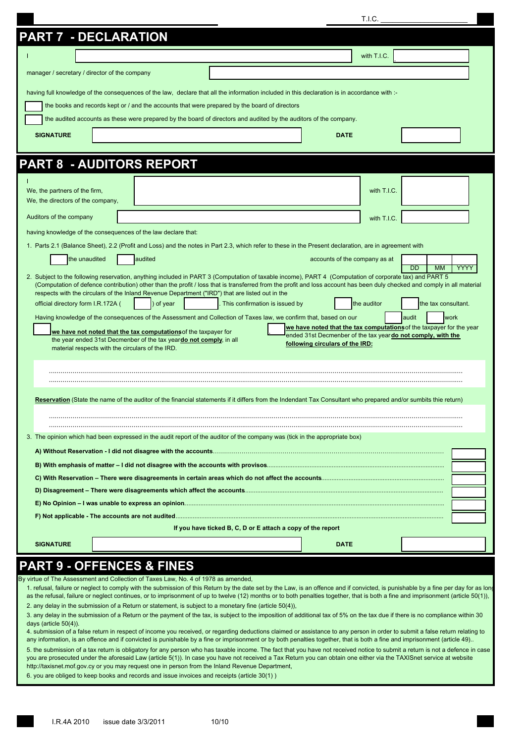T.I.C. ____________________

## PART 7 - DECLARATION

I ____________________ with T.I.C. ____________

manager / secretary / director of the company ____________________

having full knowledge of the consequences of the law, declare that all the information included in this declaration is in accordance with :-

☐ the books and records kept or / and the accounts that were prepared by the board of directors

☐ the audited accounts as these were prepared by the board of directors and audited by the auditors of the company.

**SIGNATURE** ____________________ **DATE** ____________

## PART 8 - AUDITORS REPORT

I
We, the partners of the firm,
We, the directors of the company, ____________________ with T.I.C. ____________

Auditors of the company ____________________ with T.I.C. ____________

having knowledge of the consequences of the law declare that:

1. Parts 2.1 (Balance Sheet), 2.2 (Profit and Loss) and the notes in Part 2.3, which refer to these in the Present declaration, are in agreement with ☐ the unaudited ☐ audited accounts of the company as at DD MM YYYY

2. Subject to the following reservation, anything included in PART 3 (Computation of taxable income), PART 4 (Computation of corporate tax) and PART 5 (Computation of defence contribution) other than the profit / loss that is transferred from the profit and loss account has been duly checked and comply in all material respects with the circulars of the Inland Revenue Department ("IRD") that are listed out in the official directory form I.R.172A ( ☐ ) of year ☐ . This confirmation is issued by ☐ the auditor ☐ the tax consultant.

Having knowledge of the consequences of the Assessment and Collection of Taxes law, we confirm that, based on our ☐ audit ☐ work

☐ **we have not noted that the tax computations** of the taxpayer for the year ended 31st Decmenber of the tax year **do not comply**, in all material respects with the circulars of the IRD.

☐ **we have noted that the tax computations** of the taxpayer for the year ended 31st Decmenber of the tax year **do not comply, with the following circulars of the IRD:**

..........................................................................................................................................................................

..........................................................................................................................................................................

**Reservation** (State the name of the auditor of the financial statements if it differs from the Indendant Tax Consultant who prepared and/or sumbits thie return)

..........................................................................................................................................................................

..........................................................................................................................................................................

3. The opinion which had been expressed in the audit report of the auditor of the company was (tick in the appropriate box)

**A) Without Reservation - I did not disagree with the accounts**.................................... ☐

**B) With emphasis of matter – I did not disagree with the accounts with provisos**.................................... ☐

**C) With Reservation – There were disagreements in certain areas which do not affect the accounts**.................................... ☐

**D) Disagreement – There were disagreements which affect the accounts**.................................... ☐

**E) No Opinion – I was unable to express an opinion**.................................... ☐

**F) Not applicable - The accounts are not audited**.................................... ☐

**If you have ticked B, C, D or E attach a copy of the report**

**SIGNATURE** ____________________ **DATE** ____________

## PART 9 - OFFENCES & FINES

By virtue of The Assessment and Collection of Taxes Law, No. 4 of 1978 as amended,

1. refusal, failure or neglect to comply with the submission of this Return by the date set by the Law, is an offence and if convicted, is punishable by a fine per day for as long as the refusal, failure or neglect continues, or to imprisonment of up to twelve (12) months or to both penalties together, that is both a fine and imprisonment (article 50(1)),
2. any delay in the submission of a Return or statement, is subject to a monetary fine (article 50(4)),
3. any delay in the submission of a Return or the payment of the tax, is subject to the imposition of additional tax of 5% on the tax due if there is no compliance within 30 days (article 50(4)).
4. submission of a false return in respect of income you received, or regarding deductions claimed or assistance to any person in order to submit a false return relating to any information, is an offence and if convicted is punishable by a fine or imprisonment or by both penalties together, that is both a fine and imprisonment (article 49)..
5. the submission of a tax return is obligatory for any person who has taxable income. The fact that you have not received notice to submit a return is not a defence in case you are prosecuted under the aforesaid Law (article 5(1)). In case you have not received a Tax Return you can obtain one either via the TAXISnet service at website http://taxisnet.mof.gov.cy or you may request one in person from the Inland Revenue Department,
6. you are obliged to keep books and records and issue invoices and receipts (article 30(1) )

I.R.4A 2010 issue date 3/3/2011